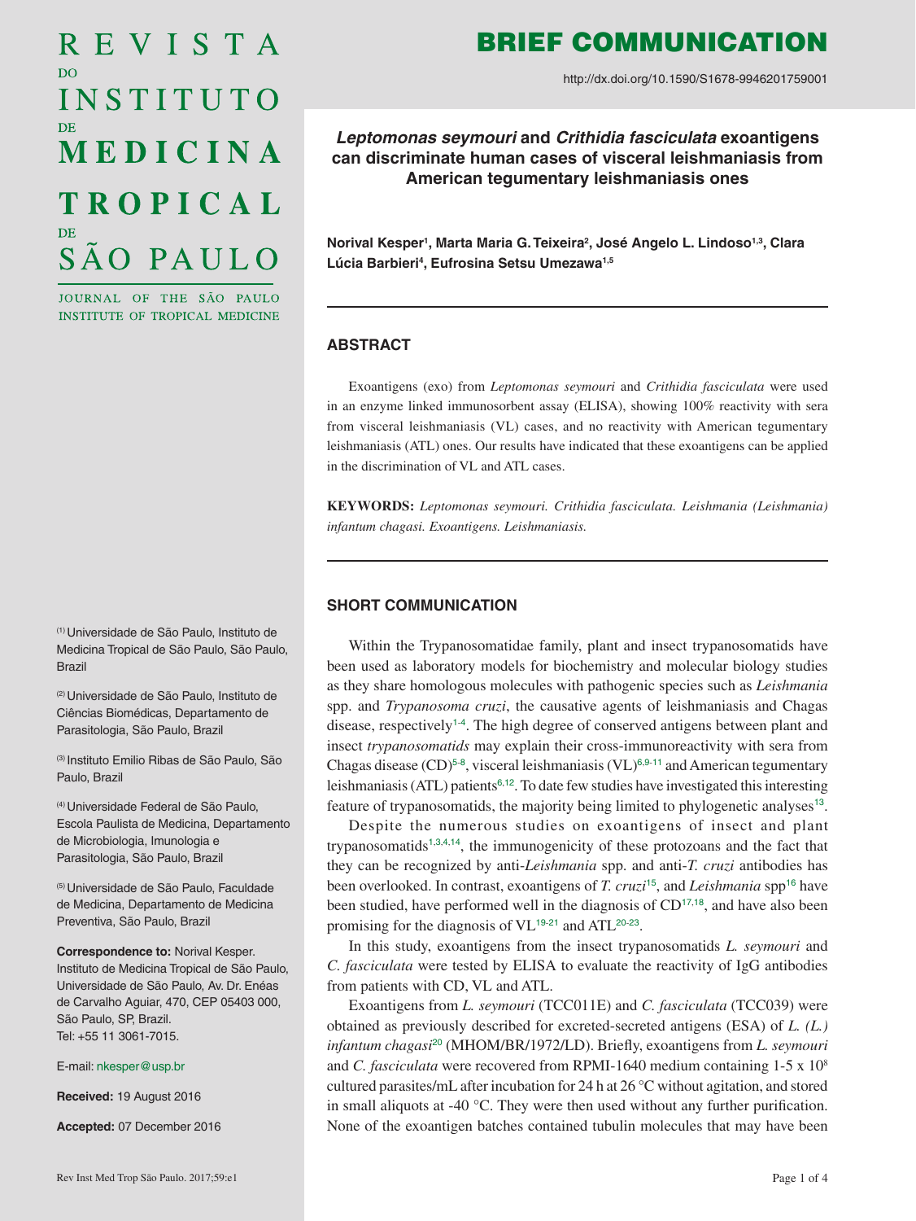# REVISTA DO INSTITUTO DE MEDICINA TROPICAL DE SÃO PAULO

JOURNAL OF THE SÃO PAULO INSTITUTE OF TROPICAL MEDICINE

## BRIEF COMMUNICATION

http://dx.doi.org/10.1590/S1678-9946201759001

# *Leptomonas seymouri* and *Crithidia fasciculata* exoantigens can discriminate human cases of visceral leishmaniasis from American tegumentary leishmaniasis ones

**Norival Kesper[1], Marta Maria G. Teixeira[2], José Angelo L. Lindoso[1,3], Clara Lúcia Barbieri[4], Eufrosina Setsu Umezawa[1,5]**

(1) Universidade de São Paulo, Instituto de Medicina Tropical de São Paulo, São Paulo, Brazil

(2) Universidade de São Paulo, Instituto de Ciências Biomédicas, Departamento de Parasitologia, São Paulo, Brazil

(3) Instituto Emilio Ribas de São Paulo, São Paulo, Brazil

(4) Universidade Federal de São Paulo, Escola Paulista de Medicina, Departamento de Microbiologia, Imunologia e Parasitologia, São Paulo, Brazil

(5) Universidade de São Paulo, Faculdade de Medicina, Departamento de Medicina Preventiva, São Paulo, Brazil

**Correspondence to:** Norival Kesper. Instituto de Medicina Tropical de São Paulo, Universidade de São Paulo, Av. Dr. Enéas de Carvalho Aguiar, 470, CEP 05403 000, São Paulo, SP, Brazil. Tel: +55 11 3061-7015.

E-mail: nkesper@usp.br

**Received:** 19 August 2016

**Accepted:** 07 December 2016

### ABSTRACT

Exoantigens (exo) from *Leptomonas seymouri* and *Crithidia fasciculata* were used in an enzyme linked immunosorbent assay (ELISA), showing 100% reactivity with sera from visceral leishmaniasis (VL) cases, and no reactivity with American tegumentary leishmaniasis (ATL) ones. Our results have indicated that these exoantigens can be applied in the discrimination of VL and ATL cases.

**KEYWORDS:** *Leptomonas seymouri. Crithidia fasciculata. Leishmania (Leishmania) infantum chagasi. Exoantigens. Leishmaniasis.*

### SHORT COMMUNICATION

Within the Trypanosomatidae family, plant and insect trypanosomatids have been used as laboratory models for biochemistry and molecular biology studies as they share homologous molecules with pathogenic species such as *Leishmania* spp. and *Trypanosoma cruzi*, the causative agents of leishmaniasis and Chagas disease, respectively[1-4]. The high degree of conserved antigens between plant and insect *trypanosomatids* may explain their cross-immunoreactivity with sera from Chagas disease (CD)[5-8], visceral leishmaniasis (VL)[6,9-11] and American tegumentary leishmaniasis (ATL) patients[6,12]. To date few studies have investigated this interesting feature of trypanosomatids, the majority being limited to phylogenetic analyses[13].

Despite the numerous studies on exoantigens of insect and plant trypanosomatids[1,3,4,14], the immunogenicity of these protozoans and the fact that they can be recognized by anti-*Leishmania* spp. and anti-*T. cruzi* antibodies has been overlooked. In contrast, exoantigens of *T. cruzi*[15], and *Leishmania* spp[16] have been studied, have performed well in the diagnosis of CD[17,18], and have also been promising for the diagnosis of VL[19-21] and ATL[20-23].

In this study, exoantigens from the insect trypanosomatids *L. seymouri* and *C. fasciculata* were tested by ELISA to evaluate the reactivity of IgG antibodies from patients with CD, VL and ATL.

Exoantigens from *L. seymouri* (TCC011E) and *C. fasciculata* (TCC039) were obtained as previously described for excreted-secreted antigens (ESA) of *L. (L.) infantum chagasi*[20] (MHOM/BR/1972/LD). Briefly, exoantigens from *L. seymouri* and *C. fasciculata* were recovered from RPMI-1640 medium containing 1-5 x $10^8$ cultured parasites/mL after incubation for 24 h at 26 °C without agitation, and stored in small aliquots at -40 °C. They were then used without any further purification. None of the exoantigen batches contained tubulin molecules that may have been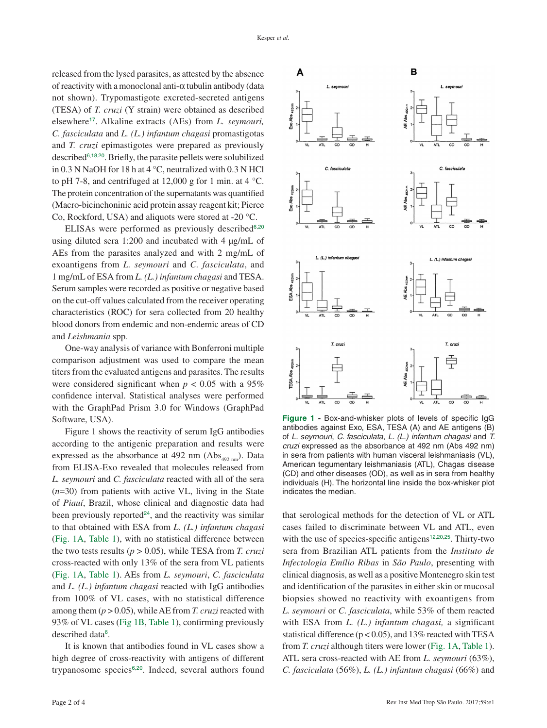released from the lysed parasites, as attested by the absence of reactivity with a monoclonal anti-α tubulin antibody (data not shown). Trypomastigote excreted-secreted antigens (TESA) of *T. cruzi* (Y strain) were obtained as described elsewhere[17]. Alkaline extracts (AEs) from *L. seymouri, C. fasciculata* and *L. (L.) infantum chagasi* promastigotas and *T. cruzi* epimastigotes were prepared as previously described[6,18,20]. Briefly, the parasite pellets were solubilized in 0.3 N NaOH for 18 h at 4 °C, neutralized with 0.3 N HCl to pH 7-8, and centrifuged at 12,000 g for 1 min. at 4 °C. The protein concentration of the supernatants was quantified (Macro-bicinchoninic acid protein assay reagent kit; Pierce Co, Rockford, USA) and aliquots were stored at -20 °C.

ELISAs were performed as previously described[6,20] using diluted sera 1:200 and incubated with 4 µg/mL of AEs from the parasites analyzed and with 2 mg/mL of exoantigens from *L. seymouri* and *C. fasciculata*, and 1 mg/mL of ESA from *L. (L.) infantum chagasi* and TESA. Serum samples were recorded as positive or negative based on the cut-off values calculated from the receiver operating characteristics (ROC) for sera collected from 20 healthy blood donors from endemic and non-endemic areas of CD and *Leishmania* spp.

One-way analysis of variance with Bonferroni multiple comparison adjustment was used to compare the mean titers from the evaluated antigens and parasites. The results were considered significant when $p < 0.05$ with a 95% confidence interval. Statistical analyses were performed with the GraphPad Prism 3.0 for Windows (GraphPad Software, USA).

Figure 1 shows the reactivity of serum IgG antibodies according to the antigenic preparation and results were expressed as the absorbance at 492 nm ($Abs_{492\ nm}$). Data from ELISA-Exo revealed that molecules released from *L. seymouri* and *C. fasciculata* reacted with all of the sera ($n$=30) from patients with active VL, living in the State of *Piauí*, Brazil, whose clinical and diagnostic data had been previously reported[24], and the reactivity was similar to that obtained with ESA from *L. (L.) infantum chagasi* (Fig. 1A, Table 1), with no statistical difference between the two tests results ($p > 0.05$), while TESA from *T. cruzi* cross-reacted with only 13% of the sera from VL patients (Fig. 1A, Table 1). AEs from *L. seymouri*, *C. fasciculata* and *L. (L.) infantum chagasi* reacted with IgG antibodies from 100% of VL cases, with no statistical difference among them ($p > 0.05$), while AE from *T. cruzi* reacted with 93% of VL cases (Fig 1B, Table 1), confirming previously described data[6].

It is known that antibodies found in VL cases show a high degree of cross-reactivity with antigens of different trypanosome species[6,20]. Indeed, several authors found that serological methods for the detection of VL or ATL cases failed to discriminate between VL and ATL, even with the use of species-specific antigens[12,20,25]. Thirty-two sera from Brazilian ATL patients from the *Instituto de Infectologia Emílio Ribas* in *São Paulo*, presenting with clinical diagnosis, as well as a positive Montenegro skin test and identification of the parasites in either skin or mucosal biopsies showed no reactivity with exoantigens from *L. seymouri* or *C. fasciculata*, while 53% of them reacted with ESA from *L. (L.) infantum chagasi,* a significant statistical difference ($p < 0.05$), and 13% reacted with TESA from *T. cruzi* although titers were lower (Fig. 1A, Table 1). ATL sera cross-reacted with AE from *L. seymouri* (63%), *C. fasciculata* (56%), *L. (L.) infantum chagasi* (66%) and

**Figure 1 -** Box-and-whisker plots of levels of specific IgG antibodies against Exo, ESA, TESA (A) and AE antigens (B) of *L. seymouri*, *C. fasciculata*, *L. (L.) infantum chagasi* and *T. cruzi* expressed as the absorbance at 492 nm (Abs 492 nm) in sera from patients with human visceral leishmaniasis (VL), American tegumentary leishmaniasis (ATL), Chagas disease (CD) and other diseases (OD), as well as in sera from healthy individuals (H). The horizontal line inside the box-whisker plot indicates the median.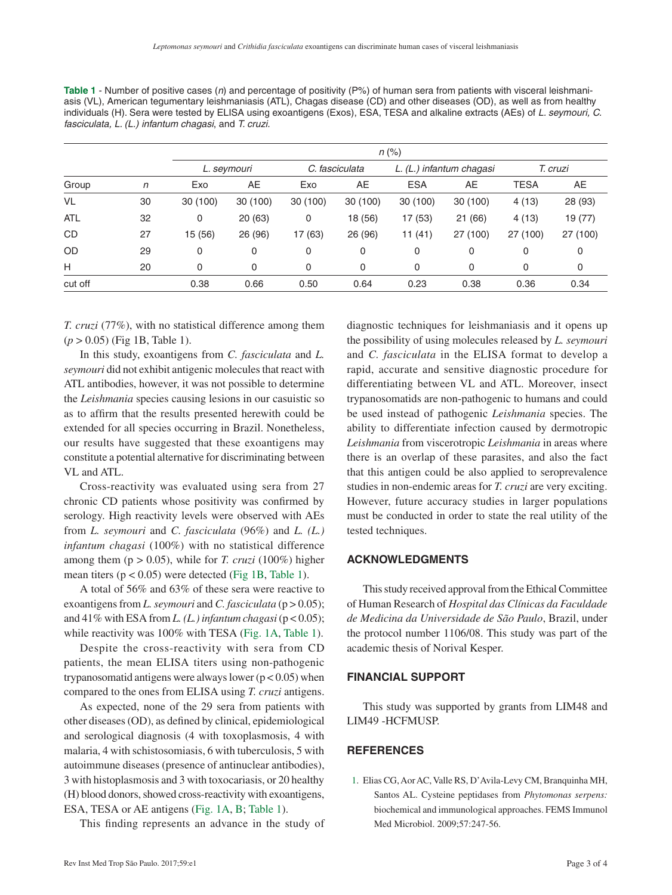**Table 1** - Number of positive cases (*n*) and percentage of positivity (P%) of human sera from patients with visceral leishmaniasis (VL), American tegumentary leishmaniasis (ATL), Chagas disease (CD) and other diseases (OD), as well as from healthy individuals (H). Sera were tested by ELISA using exoantigens (Exos), ESA, TESA and alkaline extracts (AEs) of *L. seymouri, C. fasciculata, L. (L.) infantum chagasi*, and *T. cruzi.*

| | | *n* (%) | | | | | | | |
|---|---|---|---|---|---|---|---|---|---|
| | | *L. seymouri* | | *C. fasciculata* | | *L. (L.) infantum chagasi* | | *T. cruzi* | |
| Group | *n* | Exo | AE | Exo | AE | ESA | AE | TESA | AE |
| VL | 30 | 30 (100) | 30 (100) | 30 (100) | 30 (100) | 30 (100) | 30 (100) | 4 (13) | 28 (93) |
| ATL | 32 | 0 | 20 (63) | 0 | 18 (56) | 17 (53) | 21 (66) | 4 (13) | 19 (77) |
| CD | 27 | 15 (56) | 26 (96) | 17 (63) | 26 (96) | 11 (41) | 27 (100) | 27 (100) | 27 (100) |
| OD | 29 | 0 | 0 | 0 | 0 | 0 | 0 | 0 | 0 |
| H | 20 | 0 | 0 | 0 | 0 | 0 | 0 | 0 | 0 |
| cut off | | 0.38 | 0.66 | 0.50 | 0.64 | 0.23 | 0.38 | 0.36 | 0.34 |

*T. cruzi* (77%), with no statistical difference among them ($p > 0.05$) (Fig 1B, Table 1).

In this study, exoantigens from *C. fasciculata* and *L. seymouri* did not exhibit antigenic molecules that react with ATL antibodies, however, it was not possible to determine the *Leishmania* species causing lesions in our casuistic so as to affirm that the results presented herewith could be extended for all species occurring in Brazil. Nonetheless, our results have suggested that these exoantigens may constitute a potential alternative for discriminating between VL and ATL.

Cross-reactivity was evaluated using sera from 27 chronic CD patients whose positivity was confirmed by serology. High reactivity levels were observed with AEs from *L. seymouri* and *C. fasciculata* (96%) and *L. (L.) infantum chagasi* (100%) with no statistical difference among them ($p > 0.05$), while for *T. cruzi* (100%) higher mean titers ($p < 0.05$) were detected (Fig 1B, Table 1).

A total of 56% and 63% of these sera were reactive to exoantigens from *L. seymouri* and *C. fasciculata* ($p > 0.05$); and 41% with ESA from *L. (L.) infantum chagasi* ($p < 0.05$); while reactivity was 100% with TESA (Fig. 1A, Table 1).

Despite the cross-reactivity with sera from CD patients, the mean ELISA titers using non-pathogenic trypanosomatid antigens were always lower ($p < 0.05$) when compared to the ones from ELISA using *T. cruzi* antigens.

As expected, none of the 29 sera from patients with other diseases (OD), as defined by clinical, epidemiological and serological diagnosis (4 with toxoplasmosis, 4 with malaria, 4 with schistosomiasis, 6 with tuberculosis, 5 with autoimmune diseases (presence of antinuclear antibodies), 3 with histoplasmosis and 3 with toxocariasis, or 20 healthy (H) blood donors, showed cross-reactivity with exoantigens, ESA, TESA or AE antigens (Fig. 1A, B; Table 1).

This finding represents an advance in the study of diagnostic techniques for leishmaniasis and it opens up the possibility of using molecules released by *L. seymouri* and *C. fasciculata* in the ELISA format to develop a rapid, accurate and sensitive diagnostic procedure for differentiating between VL and ATL. Moreover, insect trypanosomatids are non-pathogenic to humans and could be used instead of pathogenic *Leishmania* species. The ability to differentiate infection caused by dermotropic *Leishmania* from viscerotropic *Leishmania* in areas where there is an overlap of these parasites, and also the fact that this antigen could be also applied to seroprevalence studies in non-endemic areas for *T. cruzi* are very exciting. However, future accuracy studies in larger populations must be conducted in order to state the real utility of the tested techniques.

## ACKNOWLEDGMENTS

This study received approval from the Ethical Committee of Human Research of *Hospital das Clínicas da Faculdade de Medicina da Universidade de São Paulo*, Brazil, under the protocol number 1106/08. This study was part of the academic thesis of Norival Kesper.

## FINANCIAL SUPPORT

This study was supported by grants from LIM48 and LIM49 -HCFMUSP.

## REFERENCES

1. Elias CG, Aor AC, Valle RS, D'Avila-Levy CM, Branquinha MH, Santos AL. Cysteine peptidases from *Phytomonas serpens:* biochemical and immunological approaches. FEMS Immunol Med Microbiol. 2009;57:247-56.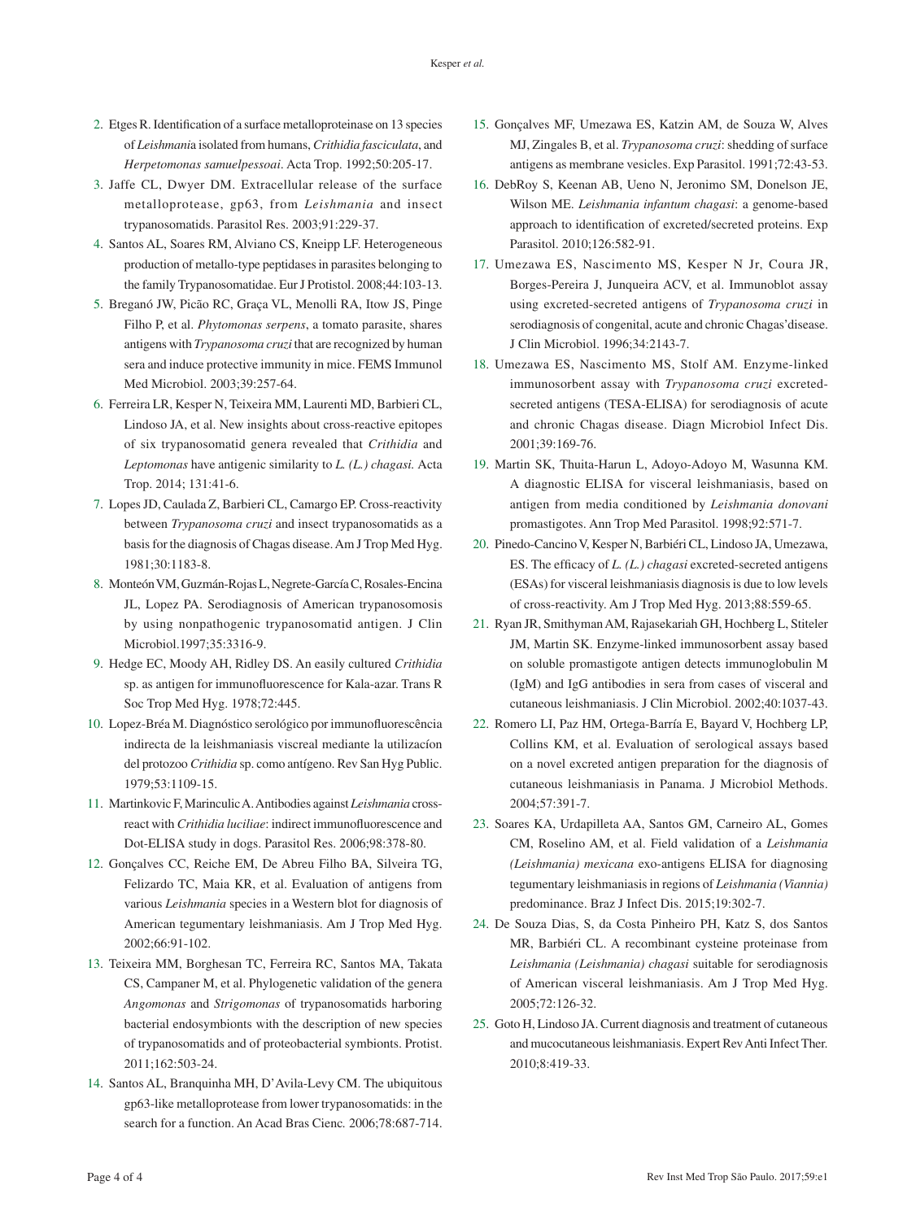2. Etges R. Identification of a surface metalloproteinase on 13 species of *Leishmania* isolated from humans, *Crithidia fasciculata*, and *Herpetomonas samuelpessoai*. Acta Trop. 1992;50:205-17.
3. Jaffe CL, Dwyer DM. Extracellular release of the surface metalloprotease, gp63, from *Leishmania* and insect trypanosomatids. Parasitol Res. 2003;91:229-37.
4. Santos AL, Soares RM, Alviano CS, Kneipp LF. Heterogeneous production of metallo-type peptidases in parasites belonging to the family Trypanosomatidae. Eur J Protistol. 2008;44:103-13.
5. Breganó JW, Picão RC, Graça VL, Menolli RA, Itow JS, Pinge Filho P, et al. *Phytomonas serpens*, a tomato parasite, shares antigens with *Trypanosoma cruzi* that are recognized by human sera and induce protective immunity in mice. FEMS Immunol Med Microbiol. 2003;39:257-64.
6. Ferreira LR, Kesper N, Teixeira MM, Laurenti MD, Barbieri CL, Lindoso JA, et al. New insights about cross-reactive epitopes of six trypanosomatid genera revealed that *Crithidia* and *Leptomonas* have antigenic similarity to *L. (L.) chagasi.* Acta Trop. 2014; 131:41-6.
7. Lopes JD, Caulada Z, Barbieri CL, Camargo EP. Cross-reactivity between *Trypanosoma cruzi* and insect trypanosomatids as a basis for the diagnosis of Chagas disease. Am J Trop Med Hyg. 1981;30:1183-8.
8. Monteón VM, Guzmán-Rojas L, Negrete-García C, Rosales-Encina JL, Lopez PA. Serodiagnosis of American trypanosomosis by using nonpathogenic trypanosomatid antigen. J Clin Microbiol.1997;35:3316-9.
9. Hedge EC, Moody AH, Ridley DS. An easily cultured *Crithidia* sp. as antigen for immunofluorescence for Kala-azar. Trans R Soc Trop Med Hyg. 1978;72:445.
10. Lopez-Bréa M. Diagnóstico serológico por immunofluorescência indirecta de la leishmaniasis viscreal mediante la utilizacíon del protozoo *Crithidia* sp. como antígeno. Rev San Hyg Public. 1979;53:1109-15.
11. Martinkovic F, Marinculic A. Antibodies against *Leishmania* cross-react with *Crithidia luciliae*: indirect immunofluorescence and Dot-ELISA study in dogs. Parasitol Res. 2006;98:378-80.
12. Gonçalves CC, Reiche EM, De Abreu Filho BA, Silveira TG, Felizardo TC, Maia KR, et al. Evaluation of antigens from various *Leishmania* species in a Western blot for diagnosis of American tegumentary leishmaniasis. Am J Trop Med Hyg. 2002;66:91-102.
13. Teixeira MM, Borghesan TC, Ferreira RC, Santos MA, Takata CS, Campaner M, et al. Phylogenetic validation of the genera *Angomonas* and *Strigomonas* of trypanosomatids harboring bacterial endosymbionts with the description of new species of trypanosomatids and of proteobacterial symbionts. Protist. 2011;162:503-24.
14. Santos AL, Branquinha MH, D'Avila-Levy CM. The ubiquitous gp63-like metalloprotease from lower trypanosomatids: in the search for a function. An Acad Bras Cienc. 2006;78:687-714.
15. Gonçalves MF, Umezawa ES, Katzin AM, de Souza W, Alves MJ, Zingales B, et al. *Trypanosoma cruzi*: shedding of surface antigens as membrane vesicles. Exp Parasitol. 1991;72:43-53.
16. DebRoy S, Keenan AB, Ueno N, Jeronimo SM, Donelson JE, Wilson ME. *Leishmania infantum chagasi*: a genome-based approach to identification of excreted/secreted proteins. Exp Parasitol. 2010;126:582-91.
17. Umezawa ES, Nascimento MS, Kesper N Jr, Coura JR, Borges-Pereira J, Junqueira ACV, et al. Immunoblot assay using excreted-secreted antigens of *Trypanosoma cruzi* in serodiagnosis of congenital, acute and chronic Chagas'disease. J Clin Microbiol. 1996;34:2143-7.
18. Umezawa ES, Nascimento MS, Stolf AM. Enzyme-linked immunosorbent assay with *Trypanosoma cruzi* excreted-secreted antigens (TESA-ELISA) for serodiagnosis of acute and chronic Chagas disease. Diagn Microbiol Infect Dis. 2001;39:169-76.
19. Martin SK, Thuita-Harun L, Adoyo-Adoyo M, Wasunna KM. A diagnostic ELISA for visceral leishmaniasis, based on antigen from media conditioned by *Leishmania donovani* promastigotes. Ann Trop Med Parasitol. 1998;92:571-7.
20. Pinedo-Cancino V, Kesper N, Barbiéri CL, Lindoso JA, Umezawa, ES. The efficacy of *L. (L.) chagasi* excreted-secreted antigens (ESAs) for visceral leishmaniasis diagnosis is due to low levels of cross-reactivity. Am J Trop Med Hyg. 2013;88:559-65.
21. Ryan JR, Smithyman AM, Rajasekariah GH, Hochberg L, Stiteler JM, Martin SK. Enzyme-linked immunosorbent assay based on soluble promastigote antigen detects immunoglobulin M (IgM) and IgG antibodies in sera from cases of visceral and cutaneous leishmaniasis. J Clin Microbiol. 2002;40:1037-43.
22. Romero LI, Paz HM, Ortega-Barría E, Bayard V, Hochberg LP, Collins KM, et al. Evaluation of serological assays based on a novel excreted antigen preparation for the diagnosis of cutaneous leishmaniasis in Panama. J Microbiol Methods. 2004;57:391-7.
23. Soares KA, Urdapilleta AA, Santos GM, Carneiro AL, Gomes CM, Roselino AM, et al. Field validation of a *Leishmania (Leishmania) mexicana* exo-antigens ELISA for diagnosing tegumentary leishmaniasis in regions of *Leishmania (Viannia)* predominance. Braz J Infect Dis. 2015;19:302-7.
24. De Souza Dias, S, da Costa Pinheiro PH, Katz S, dos Santos MR, Barbiéri CL. A recombinant cysteine proteinase from *Leishmania (Leishmania) chagasi* suitable for serodiagnosis of American visceral leishmaniasis. Am J Trop Med Hyg. 2005;72:126-32.
25. Goto H, Lindoso JA. Current diagnosis and treatment of cutaneous and mucocutaneous leishmaniasis. Expert Rev Anti Infect Ther. 2010;8:419-33.